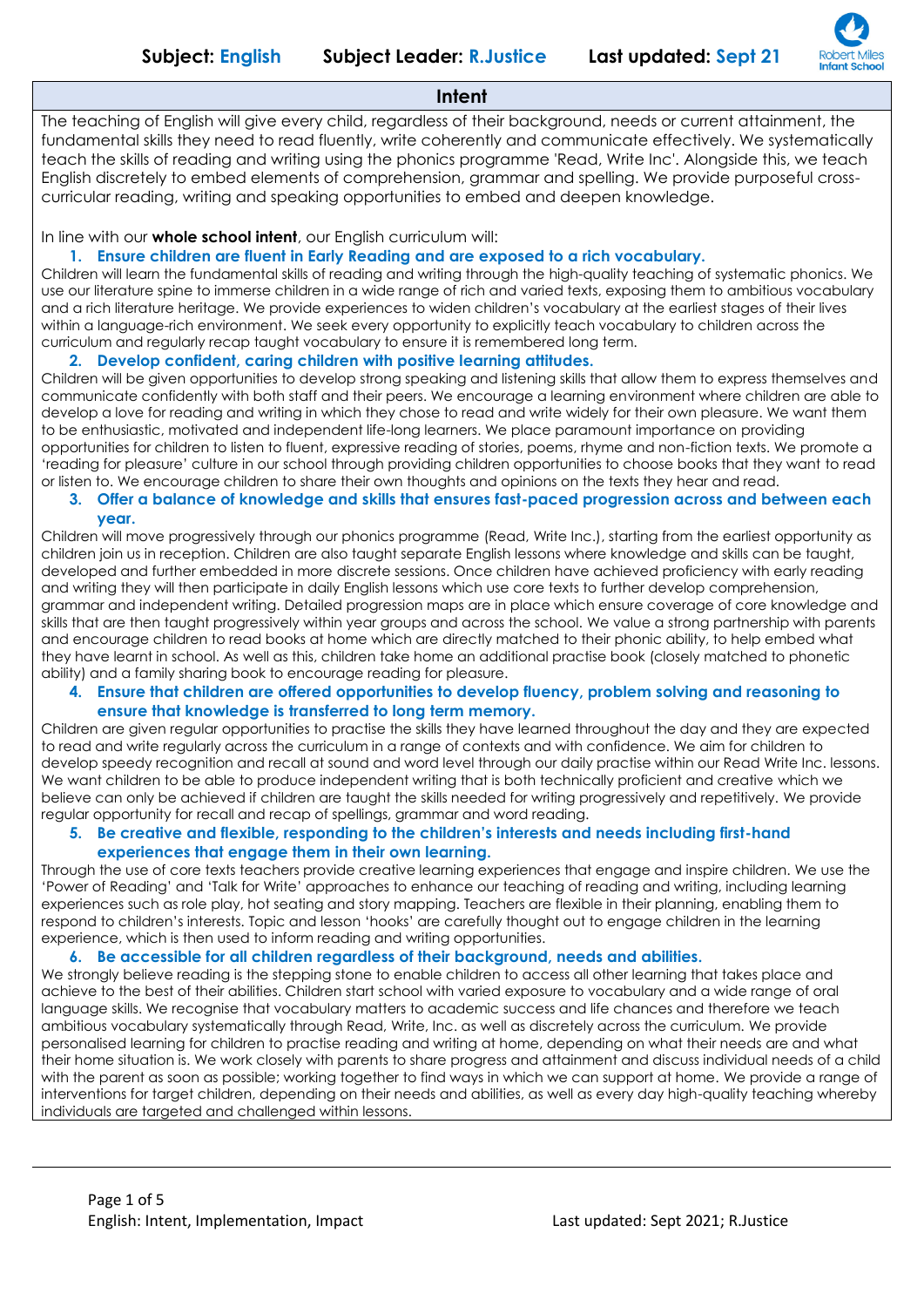**Subject: English** **Subject Leader: R.Justice** **Last updated: Sept 21**

## Intent

The teaching of English will give every child, regardless of their background, needs or current attainment, the fundamental skills they need to read fluently, write coherently and communicate effectively. We systematically teach the skills of reading and writing using the phonics programme 'Read, Write Inc'. Alongside this, we teach English discretely to embed elements of comprehension, grammar and spelling. We provide purposeful cross-curricular reading, writing and speaking opportunities to embed and deepen knowledge.

In line with our **whole school intent**, our English curriculum will:

### 1. Ensure children are fluent in Early Reading and are exposed to a rich vocabulary.

Children will learn the fundamental skills of reading and writing through the high-quality teaching of systematic phonics. We use our literature spine to immerse children in a wide range of rich and varied texts, exposing them to ambitious vocabulary and a rich literature heritage. We provide experiences to widen children's vocabulary at the earliest stages of their lives within a language-rich environment. We seek every opportunity to explicitly teach vocabulary to children across the curriculum and regularly recap taught vocabulary to ensure it is remembered long term.

### 2. Develop confident, caring children with positive learning attitudes.

Children will be given opportunities to develop strong speaking and listening skills that allow them to express themselves and communicate confidently with both staff and their peers. We encourage a learning environment where children are able to develop a love for reading and writing in which they chose to read and write widely for their own pleasure. We want them to be enthusiastic, motivated and independent life-long learners. We place paramount importance on providing opportunities for children to listen to fluent, expressive reading of stories, poems, rhyme and non-fiction texts. We promote a 'reading for pleasure' culture in our school through providing children opportunities to choose books that they want to read or listen to. We encourage children to share their own thoughts and opinions on the texts they hear and read.

### 3. Offer a balance of knowledge and skills that ensures fast-paced progression across and between each year.

Children will move progressively through our phonics programme (Read, Write Inc.), starting from the earliest opportunity as children join us in reception. Children are also taught separate English lessons where knowledge and skills can be taught, developed and further embedded in more discrete sessions. Once children have achieved proficiency with early reading and writing they will then participate in daily English lessons which use core texts to further develop comprehension, grammar and independent writing. Detailed progression maps are in place which ensure coverage of core knowledge and skills that are then taught progressively within year groups and across the school. We value a strong partnership with parents and encourage children to read books at home which are directly matched to their phonic ability, to help embed what they have learnt in school. As well as this, children take home an additional practise book (closely matched to phonetic ability) and a family sharing book to encourage reading for pleasure.

### 4. Ensure that children are offered opportunities to develop fluency, problem solving and reasoning to ensure that knowledge is transferred to long term memory.

Children are given regular opportunities to practise the skills they have learned throughout the day and they are expected to read and write regularly across the curriculum in a range of contexts and with confidence. We aim for children to develop speedy recognition and recall at sound and word level through our daily practise within our Read Write Inc. lessons. We want children to be able to produce independent writing that is both technically proficient and creative which we believe can only be achieved if children are taught the skills needed for writing progressively and repetitively. We provide regular opportunity for recall and recap of spellings, grammar and word reading.

### 5. Be creative and flexible, responding to the children's interests and needs including first-hand experiences that engage them in their own learning.

Through the use of core texts teachers provide creative learning experiences that engage and inspire children. We use the 'Power of Reading' and 'Talk for Write' approaches to enhance our teaching of reading and writing, including learning experiences such as role play, hot seating and story mapping. Teachers are flexible in their planning, enabling them to respond to children's interests. Topic and lesson 'hooks' are carefully thought out to engage children in the learning experience, which is then used to inform reading and writing opportunities.

### 6. Be accessible for all children regardless of their background, needs and abilities.

We strongly believe reading is the stepping stone to enable children to access all other learning that takes place and achieve to the best of their abilities. Children start school with varied exposure to vocabulary and a wide range of oral language skills. We recognise that vocabulary matters to academic success and life chances and therefore we teach ambitious vocabulary systematically through Read, Write, Inc. as well as discretely across the curriculum. We provide personalised learning for children to practise reading and writing at home, depending on what their needs are and what their home situation is. We work closely with parents to share progress and attainment and discuss individual needs of a child with the parent as soon as possible; working together to find ways in which we can support at home. We provide a range of interventions for target children, depending on their needs and abilities, as well as every day high-quality teaching whereby individuals are targeted and challenged within lessons.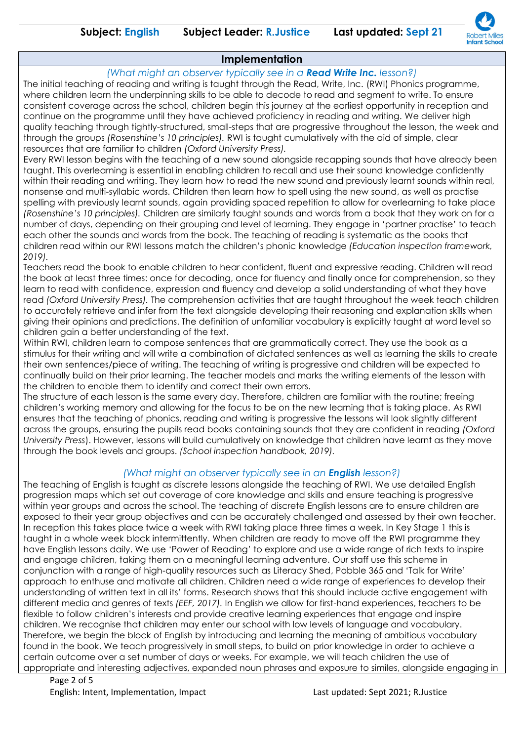**Subject: English** **Subject Leader: R.Justice** **Last updated: Sept 21**

## Implementation

*(What might an observer typically see in a **Read Write Inc.** lesson?)*

The initial teaching of reading and writing is taught through the Read, Write, Inc. (RWI) Phonics programme, where children learn the underpinning skills to be able to decode to read and segment to write. To ensure consistent coverage across the school, children begin this journey at the earliest opportunity in reception and continue on the programme until they have achieved proficiency in reading and writing. We deliver high quality teaching through tightly-structured, small-steps that are progressive throughout the lesson, the week and through the groups *(Rosenshine's 10 principles).* RWI is taught cumulatively with the aid of simple, clear resources that are familiar to children *(Oxford University Press).*

Every RWI lesson begins with the teaching of a new sound alongside recapping sounds that have already been taught. This overlearning is essential in enabling children to recall and use their sound knowledge confidently within their reading and writing. They learn how to read the new sound and previously learnt sounds within real, nonsense and multi-syllabic words. Children then learn how to spell using the new sound, as well as practise spelling with previously learnt sounds, again providing spaced repetition to allow for overlearning to take place *(Rosenshine's 10 principles).* Children are similarly taught sounds and words from a book that they work on for a number of days, depending on their grouping and level of learning. They engage in 'partner practise' to teach each other the sounds and words from the book. The teaching of reading is systematic as the books that children read within our RWI lessons match the children's phonic knowledge *(Education inspection framework, 2019).*

Teachers read the book to enable children to hear confident, fluent and expressive reading. Children will read the book at least three times: once for decoding, once for fluency and finally once for comprehension, so they learn to read with confidence, expression and fluency and develop a solid understanding of what they have read *(Oxford University Press).* The comprehension activities that are taught throughout the week teach children to accurately retrieve and infer from the text alongside developing their reasoning and explanation skills when giving their opinions and predictions. The definition of unfamiliar vocabulary is explicitly taught at word level so children gain a better understanding of the text.

Within RWI, children learn to compose sentences that are grammatically correct. They use the book as a stimulus for their writing and will write a combination of dictated sentences as well as learning the skills to create their own sentences/piece of writing. The teaching of writing is progressive and children will be expected to continually build on their prior learning. The teacher models and marks the writing elements of the lesson with the children to enable them to identify and correct their own errors.

The structure of each lesson is the same every day. Therefore, children are familiar with the routine; freeing children's working memory and allowing for the focus to be on the new learning that is taking place. As RWI ensures that the teaching of phonics, reading and writing is progressive the lessons will look slightly different across the groups, ensuring the pupils read books containing sounds that they are confident in reading *(Oxford University Press*). However, lessons will build cumulatively on knowledge that children have learnt as they move through the book levels and groups. *(School inspection handbook, 2019).*

*(What might an observer typically see in an **English** lesson?)*

The teaching of English is taught as discrete lessons alongside the teaching of RWI. We use detailed English progression maps which set out coverage of core knowledge and skills and ensure teaching is progressive within year groups and across the school. The teaching of discrete English lessons are to ensure children are exposed to their year group objectives and can be accurately challenged and assessed by their own teacher. In reception this takes place twice a week with RWI taking place three times a week. In Key Stage 1 this is taught in a whole week block intermittently. When children are ready to move off the RWI programme they have English lessons daily. We use 'Power of Reading' to explore and use a wide range of rich texts to inspire and engage children, taking them on a meaningful learning adventure. Our staff use this scheme in conjunction with a range of high-quality resources such as Literacy Shed, Pobble 365 and 'Talk for Write' approach to enthuse and motivate all children. Children need a wide range of experiences to develop their understanding of written text in all its' forms. Research shows that this should include active engagement with different media and genres of texts *(EEF, 2017).* In English we allow for first-hand experiences, teachers to be flexible to follow children's interests and provide creative learning experiences that engage and inspire children. We recognise that children may enter our school with low levels of language and vocabulary. Therefore, we begin the block of English by introducing and learning the meaning of ambitious vocabulary found in the book. We teach progressively in small steps, to build on prior knowledge in order to achieve a certain outcome over a set number of days or weeks. For example, we will teach children the use of appropriate and interesting adjectives, expanded noun phrases and exposure to similes, alongside engaging in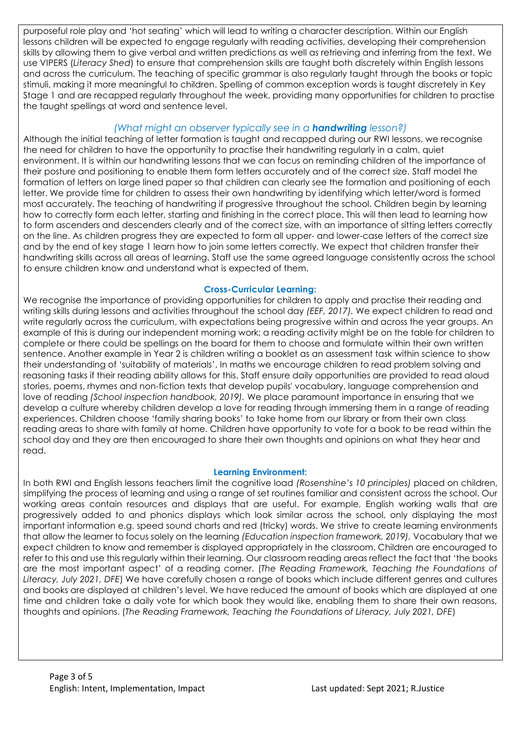purposeful role play and 'hot seating' which will lead to writing a character description. Within our English lessons children will be expected to engage regularly with reading activities, developing their comprehension skills by allowing them to give verbal and written predictions as well as retrieving and inferring from the text. We use VIPERS (*Literacy Shed*) to ensure that comprehension skills are taught both discretely within English lessons and across the curriculum. The teaching of specific grammar is also regularly taught through the books or topic stimuli, making it more meaningful to children. Spelling of common exception words is taught discretely in Key Stage 1 and are recapped regularly throughout the week, providing many opportunities for children to practise the taught spellings at word and sentence level.

### *(What might an observer typically see in a **handwriting** lesson?)*

Although the initial teaching of letter formation is taught and recapped during our RWI lessons, we recognise the need for children to have the opportunity to practise their handwriting regularly in a calm, quiet environment. It is within our handwriting lessons that we can focus on reminding children of the importance of their posture and positioning to enable them form letters accurately and of the correct size. Staff model the formation of letters on large lined paper so that children can clearly see the formation and positioning of each letter. We provide time for children to assess their own handwriting by identifying which letter/word is formed most accurately. The teaching of handwriting if progressive throughout the school. Children begin by learning how to correctly form each letter, starting and finishing in the correct place. This will then lead to learning how to form ascenders and descenders clearly and of the correct size, with an importance of sitting letters correctly on the line. As children progress they are expected to form all upper- and lower-case letters of the correct size and by the end of key stage 1 learn how to join some letters correctly. We expect that children transfer their handwriting skills across all areas of learning. Staff use the same agreed language consistently across the school to ensure children know and understand what is expected of them.

### Cross-Curricular Learning:

We recognise the importance of providing opportunities for children to apply and practise their reading and writing skills during lessons and activities throughout the school day *(EEF, 2017)*. We expect children to read and write regularly across the curriculum, with expectations being progressive within and across the year groups. An example of this is during our independent morning work; a reading activity might be on the table for children to complete or there could be spellings on the board for them to choose and formulate within their own written sentence. Another example in Year 2 is children writing a booklet as an assessment task within science to show their understanding of 'suitability of materials'. In maths we encourage children to read problem solving and reasoning tasks if their reading ability allows for this. Staff ensure daily opportunities are provided to read aloud stories, poems, rhymes and non-fiction texts that develop pupils' vocabulary, language comprehension and love of reading *(School inspection handbook, 2019)*. We place paramount importance in ensuring that we develop a culture whereby children develop a love for reading through immersing them in a range of reading experiences. Children choose 'family sharing books' to take home from our library or from their own class reading areas to share with family at home. Children have opportunity to vote for a book to be read within the school day and they are then encouraged to share their own thoughts and opinions on what they hear and read.

### Learning Environment:

In both RWI and English lessons teachers limit the cognitive load *(Rosenshine's 10 principles)* placed on children, simplifying the process of learning and using a range of set routines familiar and consistent across the school. Our working areas contain resources and displays that are useful. For example, English working walls that are progressively added to and phonics displays which look similar across the school, only displaying the most important information e.g. speed sound charts and red (tricky) words. We strive to create learning environments that allow the learner to focus solely on the learning *(Education inspection framework, 2019)*. Vocabulary that we expect children to know and remember is displayed appropriately in the classroom. Children are encouraged to refer to this and use this regularly within their learning. Our classroom reading areas reflect the fact that 'the books are the most important aspect' of a reading corner. (*The Reading Framework, Teaching the Foundations of Literacy, July 2021, DFE*) We have carefully chosen a range of books which include different genres and cultures and books are displayed at children's level. We have reduced the amount of books which are displayed at one time and children take a daily vote for which book they would like, enabling them to share their own reasons, thoughts and opinions. (*The Reading Framework, Teaching the Foundations of Literacy, July 2021, DFE*)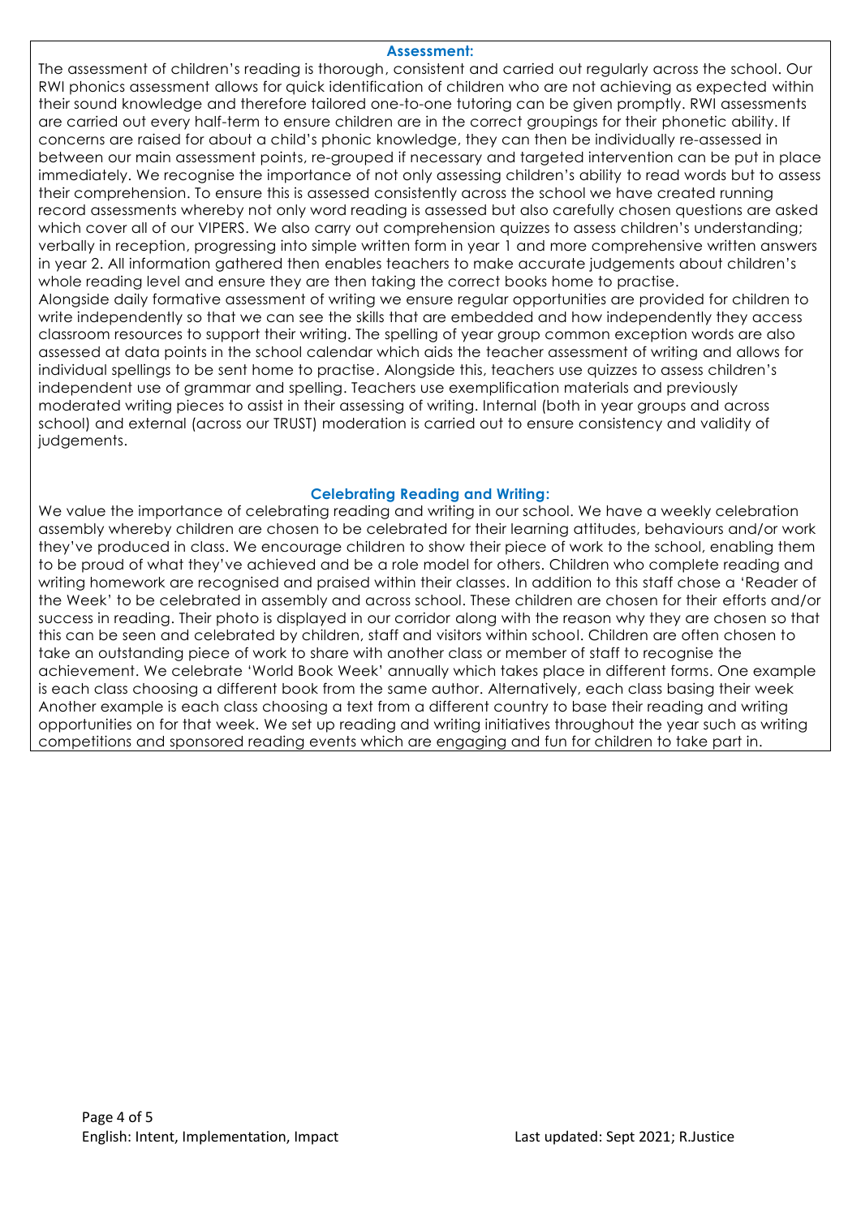## Assessment:

The assessment of children's reading is thorough, consistent and carried out regularly across the school. Our RWI phonics assessment allows for quick identification of children who are not achieving as expected within their sound knowledge and therefore tailored one-to-one tutoring can be given promptly. RWI assessments are carried out every half-term to ensure children are in the correct groupings for their phonetic ability. If concerns are raised for about a child's phonic knowledge, they can then be individually re-assessed in between our main assessment points, re-grouped if necessary and targeted intervention can be put in place immediately. We recognise the importance of not only assessing children's ability to read words but to assess their comprehension. To ensure this is assessed consistently across the school we have created running record assessments whereby not only word reading is assessed but also carefully chosen questions are asked which cover all of our VIPERS. We also carry out comprehension quizzes to assess children's understanding; verbally in reception, progressing into simple written form in year 1 and more comprehensive written answers in year 2. All information gathered then enables teachers to make accurate judgements about children's whole reading level and ensure they are then taking the correct books home to practise.

Alongside daily formative assessment of writing we ensure regular opportunities are provided for children to write independently so that we can see the skills that are embedded and how independently they access classroom resources to support their writing. The spelling of year group common exception words are also assessed at data points in the school calendar which aids the teacher assessment of writing and allows for individual spellings to be sent home to practise. Alongside this, teachers use quizzes to assess children's independent use of grammar and spelling. Teachers use exemplification materials and previously moderated writing pieces to assist in their assessing of writing. Internal (both in year groups and across school) and external (across our TRUST) moderation is carried out to ensure consistency and validity of judgements.

## Celebrating Reading and Writing:

We value the importance of celebrating reading and writing in our school. We have a weekly celebration assembly whereby children are chosen to be celebrated for their learning attitudes, behaviours and/or work they've produced in class. We encourage children to show their piece of work to the school, enabling them to be proud of what they've achieved and be a role model for others. Children who complete reading and writing homework are recognised and praised within their classes. In addition to this staff chose a 'Reader of the Week' to be celebrated in assembly and across school. These children are chosen for their efforts and/or success in reading. Their photo is displayed in our corridor along with the reason why they are chosen so that this can be seen and celebrated by children, staff and visitors within school. Children are often chosen to take an outstanding piece of work to share with another class or member of staff to recognise the achievement. We celebrate 'World Book Week' annually which takes place in different forms. One example is each class choosing a different book from the same author. Alternatively, each class basing their week Another example is each class choosing a text from a different country to base their reading and writing opportunities on for that week. We set up reading and writing initiatives throughout the year such as writing competitions and sponsored reading events which are engaging and fun for children to take part in.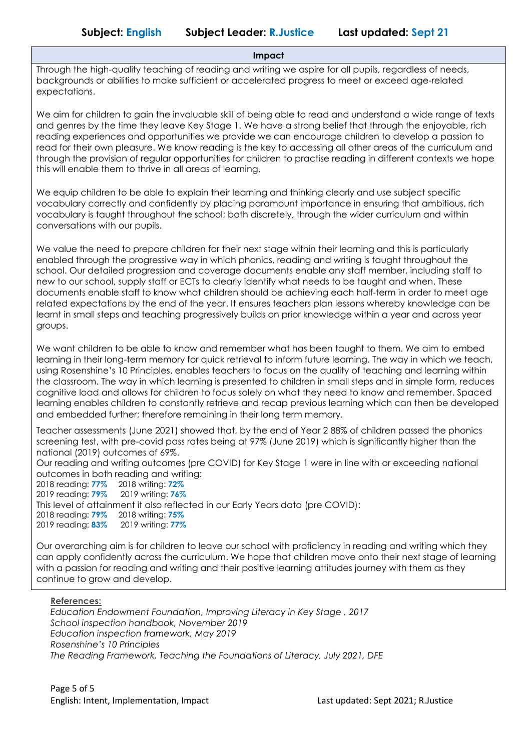**Subject: English** **Subject Leader: R.Justice** **Last updated: Sept 21**

## Impact

Through the high-quality teaching of reading and writing we aspire for all pupils, regardless of needs, backgrounds or abilities to make sufficient or accelerated progress to meet or exceed age-related expectations.

We aim for children to gain the invaluable skill of being able to read and understand a wide range of texts and genres by the time they leave Key Stage 1. We have a strong belief that through the enjoyable, rich reading experiences and opportunities we provide we can encourage children to develop a passion to read for their own pleasure. We know reading is the key to accessing all other areas of the curriculum and through the provision of regular opportunities for children to practise reading in different contexts we hope this will enable them to thrive in all areas of learning.

We equip children to be able to explain their learning and thinking clearly and use subject specific vocabulary correctly and confidently by placing paramount importance in ensuring that ambitious, rich vocabulary is taught throughout the school; both discretely, through the wider curriculum and within conversations with our pupils.

We value the need to prepare children for their next stage within their learning and this is particularly enabled through the progressive way in which phonics, reading and writing is taught throughout the school. Our detailed progression and coverage documents enable any staff member, including staff to new to our school, supply staff or ECTs to clearly identify what needs to be taught and when. These documents enable staff to know what children should be achieving each half-term in order to meet age related expectations by the end of the year. It ensures teachers plan lessons whereby knowledge can be learnt in small steps and teaching progressively builds on prior knowledge within a year and across year groups.

We want children to be able to know and remember what has been taught to them. We aim to embed learning in their long-term memory for quick retrieval to inform future learning. The way in which we teach, using Rosenshine's 10 Principles, enables teachers to focus on the quality of teaching and learning within the classroom. The way in which learning is presented to children in small steps and in simple form, reduces cognitive load and allows for children to focus solely on what they need to know and remember. Spaced learning enables children to constantly retrieve and recap previous learning which can then be developed and embedded further; therefore remaining in their long term memory.

Teacher assessments (June 2021) showed that, by the end of Year 2 88% of children passed the phonics screening test, with pre-covid pass rates being at 97% (June 2019) which is significantly higher than the national (2019) outcomes of 69%.
Our reading and writing outcomes (pre COVID) for Key Stage 1 were in line with or exceeding national outcomes in both reading and writing:
2018 reading: **77%** 2018 writing: **72%**
2019 reading: **79%** 2019 writing: **76%**
This level of attainment it also reflected in our Early Years data (pre COVID):
2018 reading: **79%** 2018 writing: **75%**
2019 reading: **83%** 2019 writing: **77%**

Our overarching aim is for children to leave our school with proficiency in reading and writing which they can apply confidently across the curriculum. We hope that children move onto their next stage of learning with a passion for reading and writing and their positive learning attitudes journey with them as they continue to grow and develop.

**References:**
*Education Endowment Foundation, Improving Literacy in Key Stage , 2017*
*School inspection handbook, November 2019*
*Education inspection framework, May 2019*
*Rosenshine's 10 Principles*
*The Reading Framework, Teaching the Foundations of Literacy, July 2021, DFE*